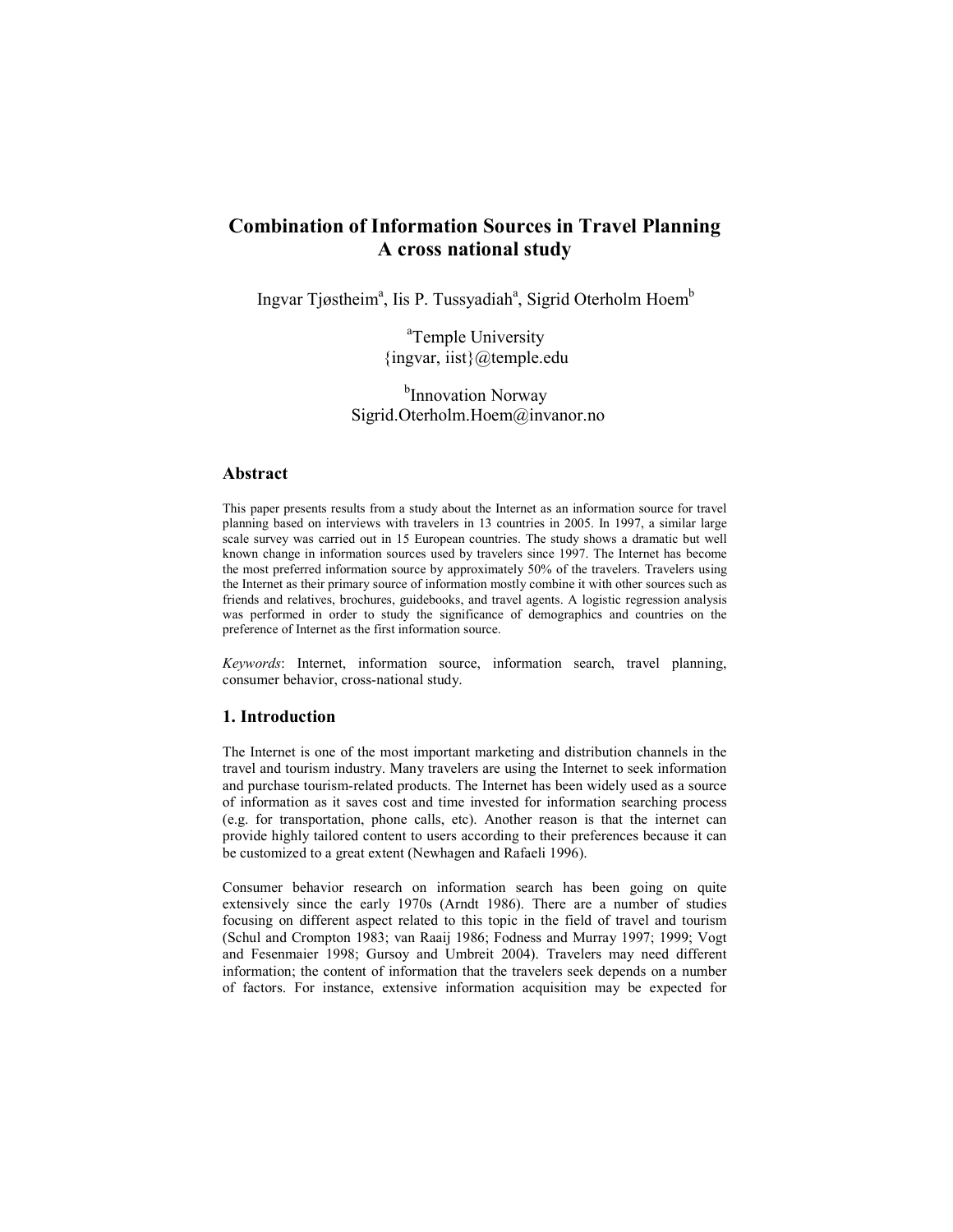# Combination of Information Sources in Travel Planning A cross national study

Ingvar Tjøstheim[a], Iis P. Tussyadiah[a], Sigrid Oterholm Hoem[b]

[a]Temple University
{ingvar, iist}@temple.edu

[b]Innovation Norway
Sigrid.Oterholm.Hoem@invanor.no

## Abstract

This paper presents results from a study about the Internet as an information source for travel planning based on interviews with travelers in 13 countries in 2005. In 1997, a similar large scale survey was carried out in 15 European countries. The study shows a dramatic but well known change in information sources used by travelers since 1997. The Internet has become the most preferred information source by approximately 50% of the travelers. Travelers using the Internet as their primary source of information mostly combine it with other sources such as friends and relatives, brochures, guidebooks, and travel agents. A logistic regression analysis was performed in order to study the significance of demographics and countries on the preference of Internet as the first information source.

*Keywords*: Internet, information source, information search, travel planning, consumer behavior, cross-national study.

## 1. Introduction

The Internet is one of the most important marketing and distribution channels in the travel and tourism industry. Many travelers are using the Internet to seek information and purchase tourism-related products. The Internet has been widely used as a source of information as it saves cost and time invested for information searching process (e.g. for transportation, phone calls, etc). Another reason is that the internet can provide highly tailored content to users according to their preferences because it can be customized to a great extent (Newhagen and Rafaeli 1996).

Consumer behavior research on information search has been going on quite extensively since the early 1970s (Arndt 1986). There are a number of studies focusing on different aspect related to this topic in the field of travel and tourism (Schul and Crompton 1983; van Raaij 1986; Fodness and Murray 1997; 1999; Vogt and Fesenmaier 1998; Gursoy and Umbreit 2004). Travelers may need different information; the content of information that the travelers seek depends on a number of factors. For instance, extensive information acquisition may be expected for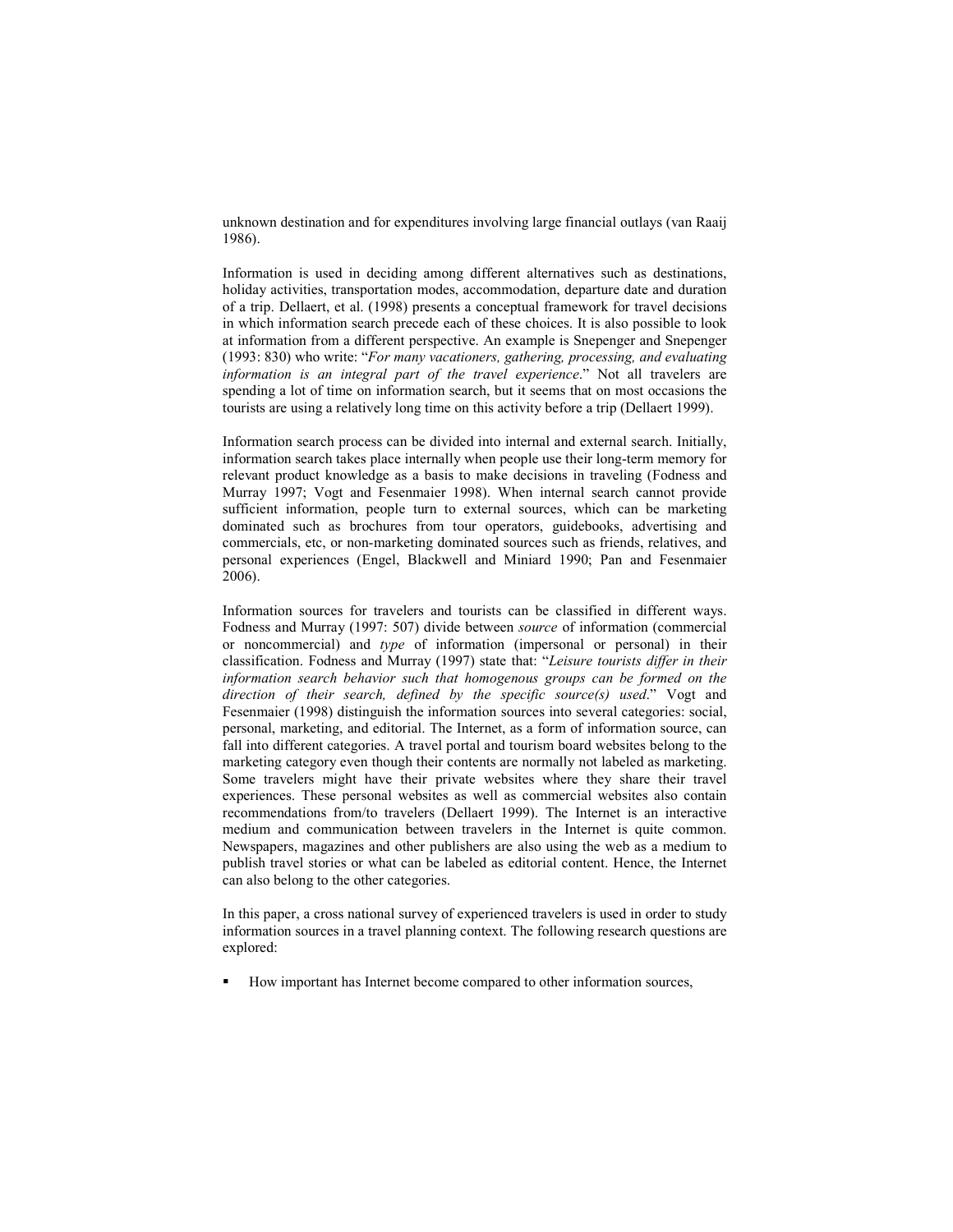unknown destination and for expenditures involving large financial outlays (van Raaij 1986).

Information is used in deciding among different alternatives such as destinations, holiday activities, transportation modes, accommodation, departure date and duration of a trip. Dellaert, et al. (1998) presents a conceptual framework for travel decisions in which information search precede each of these choices. It is also possible to look at information from a different perspective. An example is Snepenger and Snepenger (1993: 830) who write: "*For many vacationers, gathering, processing, and evaluating information is an integral part of the travel experience*." Not all travelers are spending a lot of time on information search, but it seems that on most occasions the tourists are using a relatively long time on this activity before a trip (Dellaert 1999).

Information search process can be divided into internal and external search. Initially, information search takes place internally when people use their long-term memory for relevant product knowledge as a basis to make decisions in traveling (Fodness and Murray 1997; Vogt and Fesenmaier 1998). When internal search cannot provide sufficient information, people turn to external sources, which can be marketing dominated such as brochures from tour operators, guidebooks, advertising and commercials, etc, or non-marketing dominated sources such as friends, relatives, and personal experiences (Engel, Blackwell and Miniard 1990; Pan and Fesenmaier 2006).

Information sources for travelers and tourists can be classified in different ways. Fodness and Murray (1997: 507) divide between *source* of information (commercial or noncommercial) and *type* of information (impersonal or personal) in their classification. Fodness and Murray (1997) state that: "*Leisure tourists differ in their information search behavior such that homogenous groups can be formed on the direction of their search, defined by the specific source(s) used*." Vogt and Fesenmaier (1998) distinguish the information sources into several categories: social, personal, marketing, and editorial. The Internet, as a form of information source, can fall into different categories. A travel portal and tourism board websites belong to the marketing category even though their contents are normally not labeled as marketing. Some travelers might have their private websites where they share their travel experiences. These personal websites as well as commercial websites also contain recommendations from/to travelers (Dellaert 1999). The Internet is an interactive medium and communication between travelers in the Internet is quite common. Newspapers, magazines and other publishers are also using the web as a medium to publish travel stories or what can be labeled as editorial content. Hence, the Internet can also belong to the other categories.

In this paper, a cross national survey of experienced travelers is used in order to study information sources in a travel planning context. The following research questions are explored:

- How important has Internet become compared to other information sources,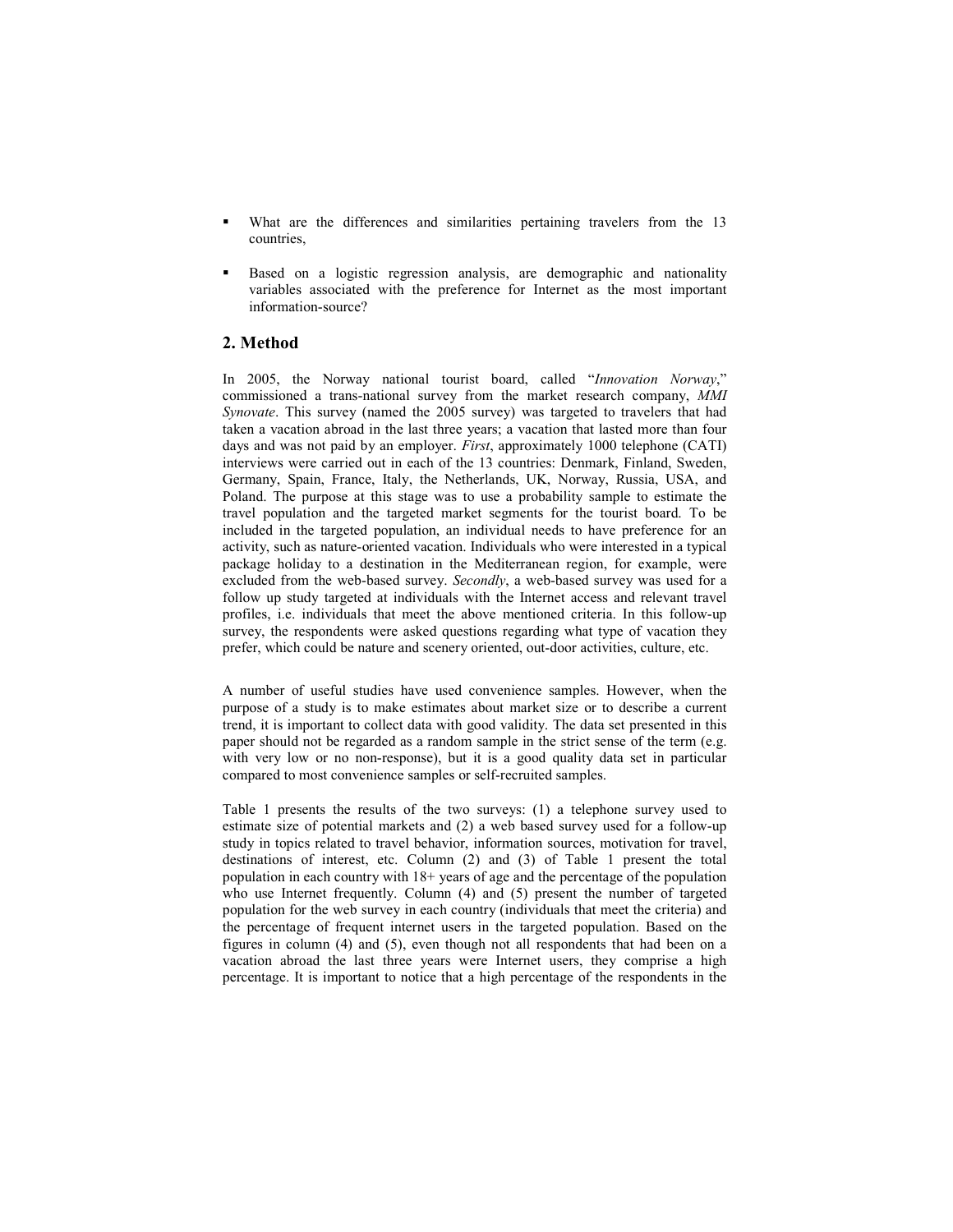- What are the differences and similarities pertaining travelers from the 13 countries,
- Based on a logistic regression analysis, are demographic and nationality variables associated with the preference for Internet as the most important information-source?

## 2. Method

In 2005, the Norway national tourist board, called "*Innovation Norway*," commissioned a trans-national survey from the market research company, *MMI Synovate*. This survey (named the 2005 survey) was targeted to travelers that had taken a vacation abroad in the last three years; a vacation that lasted more than four days and was not paid by an employer. *First*, approximately 1000 telephone (CATI) interviews were carried out in each of the 13 countries: Denmark, Finland, Sweden, Germany, Spain, France, Italy, the Netherlands, UK, Norway, Russia, USA, and Poland. The purpose at this stage was to use a probability sample to estimate the travel population and the targeted market segments for the tourist board. To be included in the targeted population, an individual needs to have preference for an activity, such as nature-oriented vacation. Individuals who were interested in a typical package holiday to a destination in the Mediterranean region, for example, were excluded from the web-based survey. *Secondly*, a web-based survey was used for a follow up study targeted at individuals with the Internet access and relevant travel profiles, i.e. individuals that meet the above mentioned criteria. In this follow-up survey, the respondents were asked questions regarding what type of vacation they prefer, which could be nature and scenery oriented, out-door activities, culture, etc.

A number of useful studies have used convenience samples. However, when the purpose of a study is to make estimates about market size or to describe a current trend, it is important to collect data with good validity. The data set presented in this paper should not be regarded as a random sample in the strict sense of the term (e.g. with very low or no non-response), but it is a good quality data set in particular compared to most convenience samples or self-recruited samples.

Table 1 presents the results of the two surveys: (1) a telephone survey used to estimate size of potential markets and (2) a web based survey used for a follow-up study in topics related to travel behavior, information sources, motivation for travel, destinations of interest, etc. Column (2) and (3) of Table 1 present the total population in each country with 18+ years of age and the percentage of the population who use Internet frequently. Column (4) and (5) present the number of targeted population for the web survey in each country (individuals that meet the criteria) and the percentage of frequent internet users in the targeted population. Based on the figures in column (4) and (5), even though not all respondents that had been on a vacation abroad the last three years were Internet users, they comprise a high percentage. It is important to notice that a high percentage of the respondents in the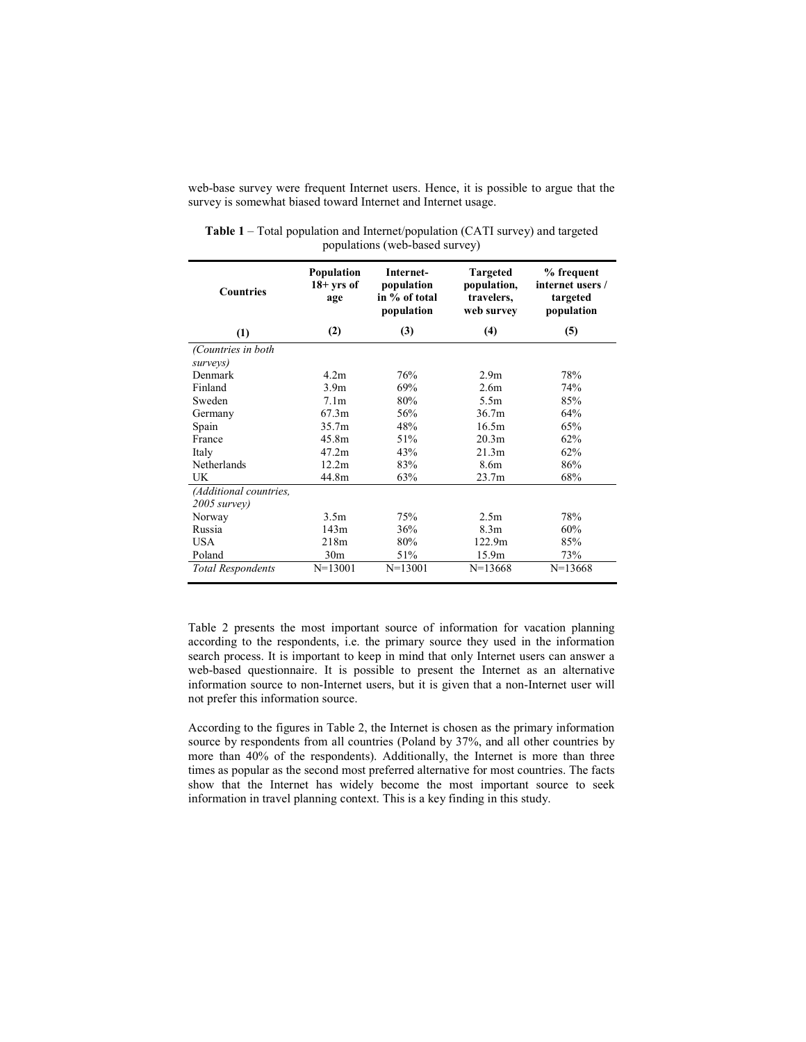web-base survey were frequent Internet users. Hence, it is possible to argue that the survey is somewhat biased toward Internet and Internet usage.

**Table 1** – Total population and Internet/population (CATI survey) and targeted populations (web-based survey)

| Countries | Population 18+ yrs of age | Internet-population in % of total population | Targeted population, travelers, web survey | % frequent internet users / targeted population |
|---|---|---|---|---|
| (1) | (2) | (3) | (4) | (5) |
| *(Countries in both surveys)* | | | | |
| Denmark | 4.2m | 76% | 2.9m | 78% |
| Finland | 3.9m | 69% | 2.6m | 74% |
| Sweden | 7.1m | 80% | 5.5m | 85% |
| Germany | 67.3m | 56% | 36.7m | 64% |
| Spain | 35.7m | 48% | 16.5m | 65% |
| France | 45.8m | 51% | 20.3m | 62% |
| Italy | 47.2m | 43% | 21.3m | 62% |
| Netherlands | 12.2m | 83% | 8.6m | 86% |
| UK | 44.8m | 63% | 23.7m | 68% |
| *(Additional countries, 2005 survey)* | | | | |
| Norway | 3.5m | 75% | 2.5m | 78% |
| Russia | 143m | 36% | 8.3m | 60% |
| USA | 218m | 80% | 122.9m | 85% |
| Poland | 30m | 51% | 15.9m | 73% |
| *Total Respondents* | N=13001 | N=13001 | N=13668 | N=13668 |

Table 2 presents the most important source of information for vacation planning according to the respondents, i.e. the primary source they used in the information search process. It is important to keep in mind that only Internet users can answer a web-based questionnaire. It is possible to present the Internet as an alternative information source to non-Internet users, but it is given that a non-Internet user will not prefer this information source.

According to the figures in Table 2, the Internet is chosen as the primary information source by respondents from all countries (Poland by 37%, and all other countries by more than 40% of the respondents). Additionally, the Internet is more than three times as popular as the second most preferred alternative for most countries. The facts show that the Internet has widely become the most important source to seek information in travel planning context. This is a key finding in this study.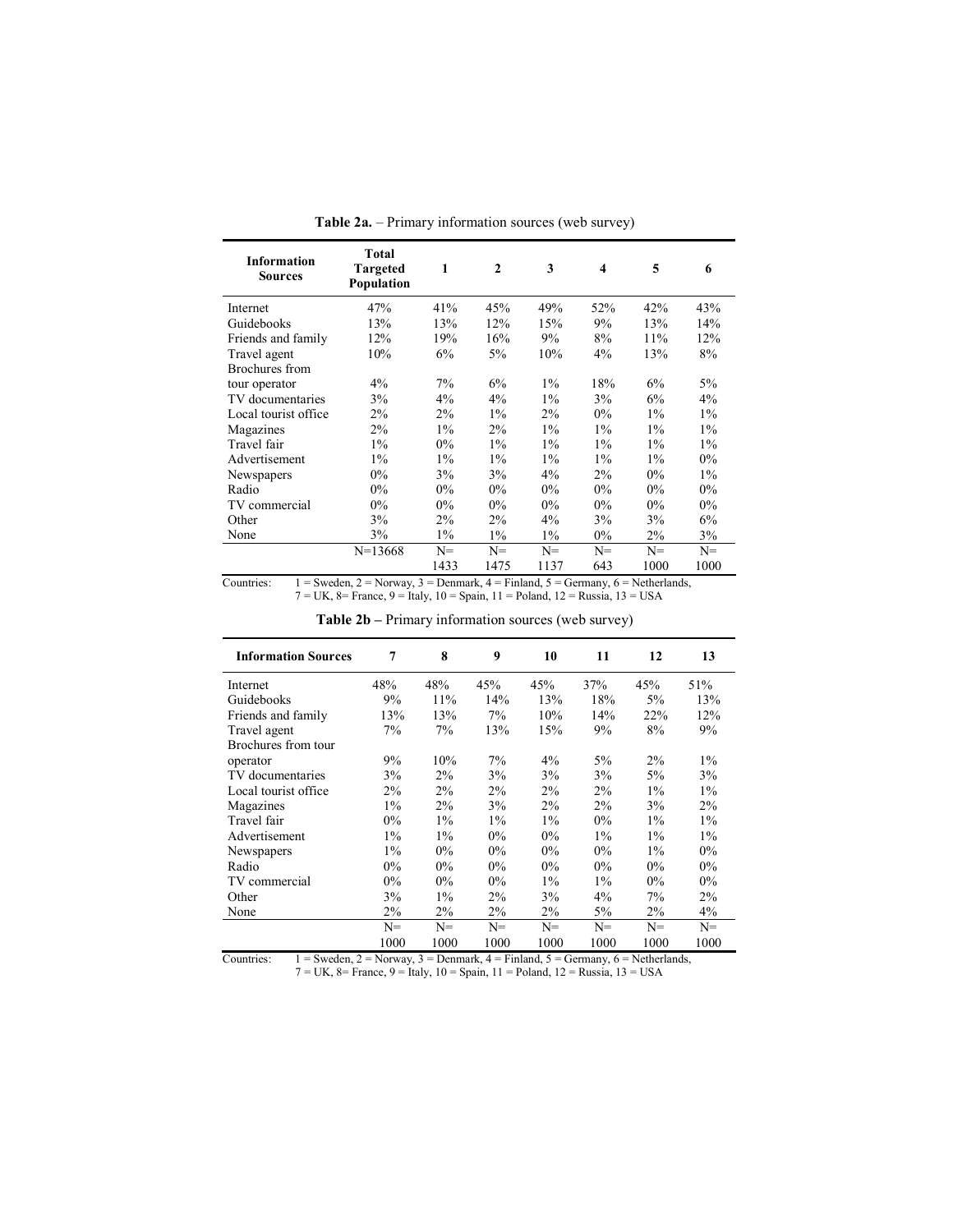**Table 2a.** – Primary information sources (web survey)

| Information Sources | Total Targeted Population | 1 | 2 | 3 | 4 | 5 | 6 |
|---|---|---|---|---|---|---|---|
| Internet | 47% | 41% | 45% | 49% | 52% | 42% | 43% |
| Guidebooks | 13% | 13% | 12% | 15% | 9% | 13% | 14% |
| Friends and family | 12% | 19% | 16% | 9% | 8% | 11% | 12% |
| Travel agent | 10% | 6% | 5% | 10% | 4% | 13% | 8% |
| Brochures from tour operator | 4% | 7% | 6% | 1% | 18% | 6% | 5% |
| TV documentaries | 3% | 4% | 4% | 1% | 3% | 6% | 4% |
| Local tourist office | 2% | 2% | 1% | 2% | 0% | 1% | 1% |
| Magazines | 2% | 1% | 2% | 1% | 1% | 1% | 1% |
| Travel fair | 1% | 0% | 1% | 1% | 1% | 1% | 1% |
| Advertisement | 1% | 1% | 1% | 1% | 1% | 1% | 0% |
| Newspapers | 0% | 3% | 3% | 4% | 2% | 0% | 1% |
| Radio | 0% | 0% | 0% | 0% | 0% | 0% | 0% |
| TV commercial | 0% | 0% | 0% | 0% | 0% | 0% | 0% |
| Other | 3% | 2% | 2% | 4% | 3% | 3% | 6% |
| None | 3% | 1% | 1% | 1% | 0% | 2% | 3% |
| | N=13668 | N= 1433 | N= 1475 | N= 1137 | N= 643 | N= 1000 | N= 1000 |

Countries: 1 = Sweden, 2 = Norway, 3 = Denmark, 4 = Finland, 5 = Germany, 6 = Netherlands, 7 = UK, 8= France, 9 = Italy, 10 = Spain, 11 = Poland, 12 = Russia, 13 = USA

**Table 2b** – Primary information sources (web survey)

| Information Sources | 7 | 8 | 9 | 10 | 11 | 12 | 13 |
|---|---|---|---|---|---|---|---|
| Internet | 48% | 48% | 45% | 45% | 37% | 45% | 51% |
| Guidebooks | 9% | 11% | 14% | 13% | 18% | 5% | 13% |
| Friends and family | 13% | 13% | 7% | 10% | 14% | 22% | 12% |
| Travel agent | 7% | 7% | 13% | 15% | 9% | 8% | 9% |
| Brochures from tour operator | 9% | 10% | 7% | 4% | 5% | 2% | 1% |
| TV documentaries | 3% | 2% | 3% | 3% | 3% | 5% | 3% |
| Local tourist office | 2% | 2% | 2% | 2% | 2% | 1% | 1% |
| Magazines | 1% | 2% | 3% | 2% | 2% | 3% | 2% |
| Travel fair | 0% | 1% | 1% | 1% | 0% | 1% | 1% |
| Advertisement | 1% | 1% | 0% | 0% | 1% | 1% | 1% |
| Newspapers | 1% | 0% | 0% | 0% | 0% | 1% | 0% |
| Radio | 0% | 0% | 0% | 0% | 0% | 0% | 0% |
| TV commercial | 0% | 0% | 0% | 1% | 1% | 0% | 0% |
| Other | 3% | 1% | 2% | 3% | 4% | 7% | 2% |
| None | 2% | 2% | 2% | 2% | 5% | 2% | 4% |
| | N= 1000 | N= 1000 | N= 1000 | N= 1000 | N= 1000 | N= 1000 | N= 1000 |

Countries: 1 = Sweden, 2 = Norway, 3 = Denmark, 4 = Finland, 5 = Germany, 6 = Netherlands, 7 = UK, 8= France, 9 = Italy, 10 = Spain, 11 = Poland, 12 = Russia, 13 = USA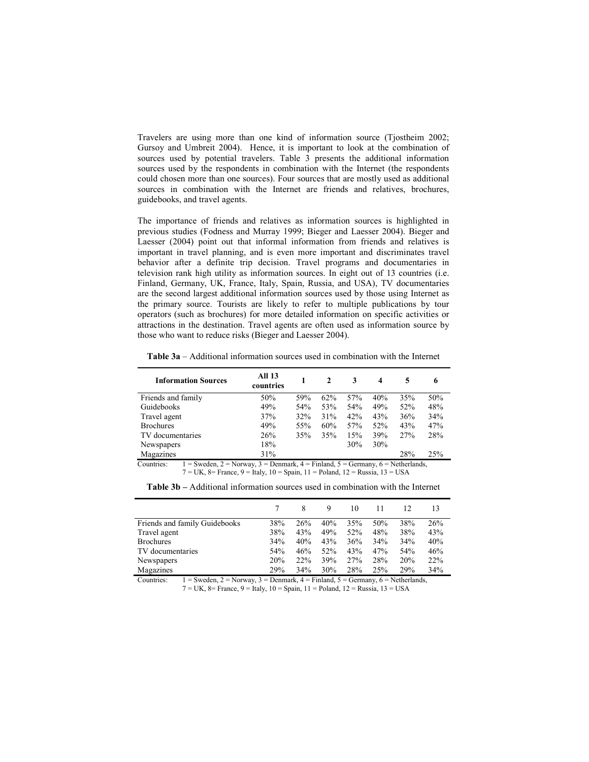Travelers are using more than one kind of information source (Tjostheim 2002; Gursoy and Umbreit 2004). Hence, it is important to look at the combination of sources used by potential travelers. Table 3 presents the additional information sources used by the respondents in combination with the Internet (the respondents could chosen more than one sources). Four sources that are mostly used as additional sources in combination with the Internet are friends and relatives, brochures, guidebooks, and travel agents.

The importance of friends and relatives as information sources is highlighted in previous studies (Fodness and Murray 1999; Bieger and Laesser 2004). Bieger and Laesser (2004) point out that informal information from friends and relatives is important in travel planning, and is even more important and discriminates travel behavior after a definite trip decision. Travel programs and documentaries in television rank high utility as information sources. In eight out of 13 countries (i.e. Finland, Germany, UK, France, Italy, Spain, Russia, and USA), TV documentaries are the second largest additional information sources used by those using Internet as the primary source. Tourists are likely to refer to multiple publications by tour operators (such as brochures) for more detailed information on specific activities or attractions in the destination. Travel agents are often used as information source by those who want to reduce risks (Bieger and Laesser 2004).

**Table 3a** – Additional information sources used in combination with the Internet

| Information Sources | All 13 countries | 1 | 2 | 3 | 4 | 5 | 6 |
|---|---|---|---|---|---|---|---|
| Friends and family | 50% | 59% | 62% | 57% | 40% | 35% | 50% |
| Guidebooks | 49% | 54% | 53% | 54% | 49% | 52% | 48% |
| Travel agent | 37% | 32% | 31% | 42% | 43% | 36% | 34% |
| Brochures | 49% | 55% | 60% | 57% | 52% | 43% | 47% |
| TV documentaries | 26% | 35% | 35% | 15% | 39% | 27% | 28% |
| Newspapers | 18% | | | 30% | 30% | | |
| Magazines | 31% | | | | | 28% | 25% |

Countries: 1 = Sweden, 2 = Norway, 3 = Denmark, 4 = Finland, 5 = Germany, 6 = Netherlands, 7 = UK, 8= France, 9 = Italy, 10 = Spain, 11 = Poland, 12 = Russia, 13 = USA

**Table 3b –** Additional information sources used in combination with the Internet

| | 7 | 8 | 9 | 10 | 11 | 12 | 13 |
|---|---|---|---|---|---|---|---|
| Friends and family Guidebooks | 38% | 26% | 40% | 35% | 50% | 38% | 26% |
| Travel agent | 38% | 43% | 49% | 52% | 48% | 38% | 43% |
| Brochures | 34% | 40% | 43% | 36% | 34% | 34% | 40% |
| TV documentaries | 54% | 46% | 52% | 43% | 47% | 54% | 46% |
| Newspapers | 20% | 22% | 39% | 27% | 28% | 20% | 22% |
| Magazines | 29% | 34% | 30% | 28% | 25% | 29% | 34% |

Countries: 1 = Sweden, 2 = Norway, 3 = Denmark, 4 = Finland, 5 = Germany, 6 = Netherlands, 7 = UK, 8= France, 9 = Italy, 10 = Spain, 11 = Poland, 12 = Russia, 13 = USA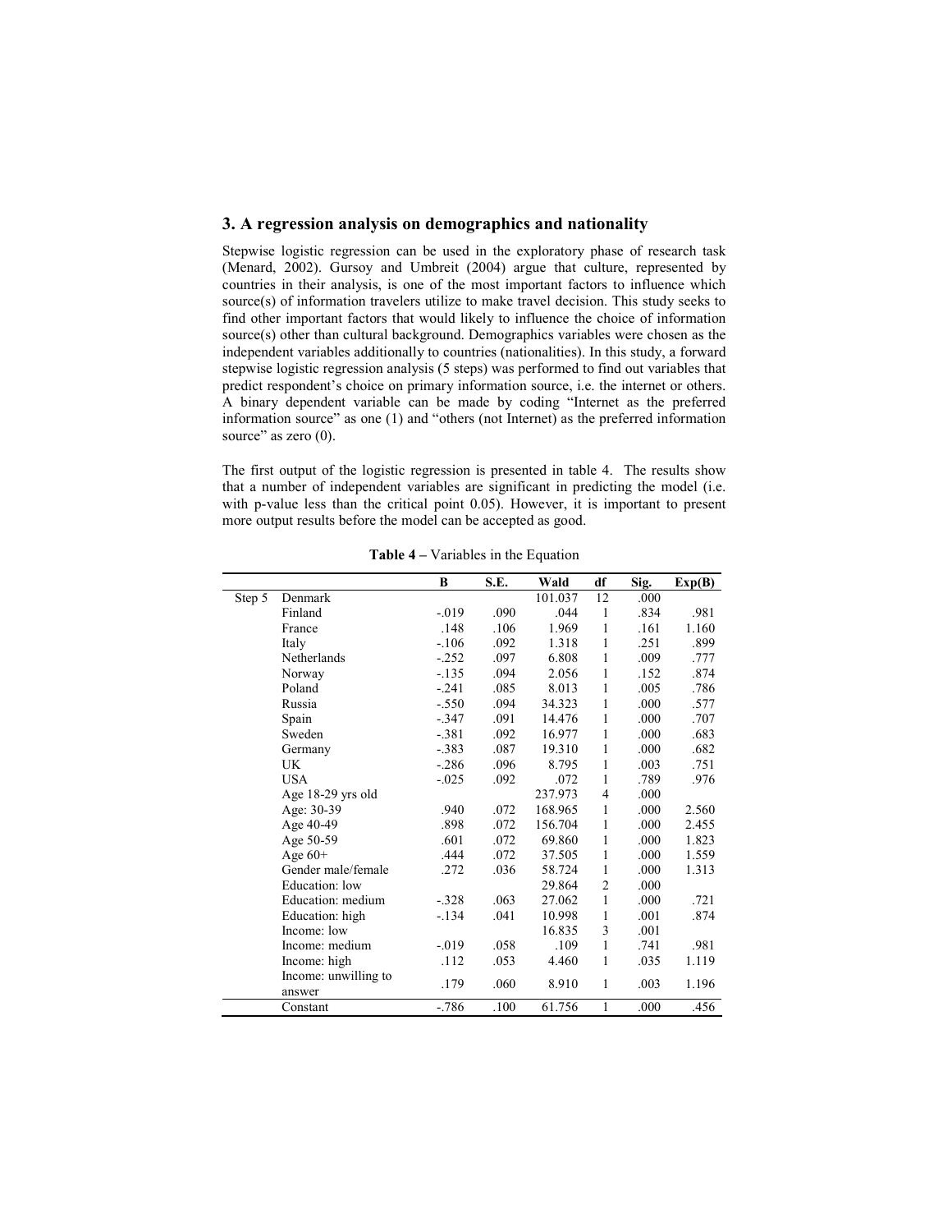## 3. A regression analysis on demographics and nationality

Stepwise logistic regression can be used in the exploratory phase of research task (Menard, 2002). Gursoy and Umbreit (2004) argue that culture, represented by countries in their analysis, is one of the most important factors to influence which source(s) of information travelers utilize to make travel decision. This study seeks to find other important factors that would likely to influence the choice of information source(s) other than cultural background. Demographics variables were chosen as the independent variables additionally to countries (nationalities). In this study, a forward stepwise logistic regression analysis (5 steps) was performed to find out variables that predict respondent's choice on primary information source, i.e. the internet or others. A binary dependent variable can be made by coding "Internet as the preferred information source" as one (1) and "others (not Internet) as the preferred information source" as zero (0).

The first output of the logistic regression is presented in table 4. The results show that a number of independent variables are significant in predicting the model (i.e. with p-value less than the critical point 0.05). However, it is important to present more output results before the model can be accepted as good.

**Table 4** – Variables in the Equation

| | | B | S.E. | Wald | df | Sig. | Exp(B) |
|---|---|---|---|---|---|---|---|
| Step 5 | Denmark | | | 101.037 | 12 | .000 | |
| | Finland | -.019 | .090 | .044 | 1 | .834 | .981 |
| | France | .148 | .106 | 1.969 | 1 | .161 | 1.160 |
| | Italy | -.106 | .092 | 1.318 | 1 | .251 | .899 |
| | Netherlands | -.252 | .097 | 6.808 | 1 | .009 | .777 |
| | Norway | -.135 | .094 | 2.056 | 1 | .152 | .874 |
| | Poland | -.241 | .085 | 8.013 | 1 | .005 | .786 |
| | Russia | -.550 | .094 | 34.323 | 1 | .000 | .577 |
| | Spain | -.347 | .091 | 14.476 | 1 | .000 | .707 |
| | Sweden | -.381 | .092 | 16.977 | 1 | .000 | .683 |
| | Germany | -.383 | .087 | 19.310 | 1 | .000 | .682 |
| | UK | -.286 | .096 | 8.795 | 1 | .003 | .751 |
| | USA | -.025 | .092 | .072 | 1 | .789 | .976 |
| | Age 18-29 yrs old | | | 237.973 | 4 | .000 | |
| | Age: 30-39 | .940 | .072 | 168.965 | 1 | .000 | 2.560 |
| | Age 40-49 | .898 | .072 | 156.704 | 1 | .000 | 2.455 |
| | Age 50-59 | .601 | .072 | 69.860 | 1 | .000 | 1.823 |
| | Age 60+ | .444 | .072 | 37.505 | 1 | .000 | 1.559 |
| | Gender male/female | .272 | .036 | 58.724 | 1 | .000 | 1.313 |
| | Education: low | | | 29.864 | 2 | .000 | |
| | Education: medium | -.328 | .063 | 27.062 | 1 | .000 | .721 |
| | Education: high | -.134 | .041 | 10.998 | 1 | .001 | .874 |
| | Income: low | | | 16.835 | 3 | .001 | |
| | Income: medium | -.019 | .058 | .109 | 1 | .741 | .981 |
| | Income: high | .112 | .053 | 4.460 | 1 | .035 | 1.119 |
| | Income: unwilling to answer | .179 | .060 | 8.910 | 1 | .003 | 1.196 |
| | Constant | -.786 | .100 | 61.756 | 1 | .000 | .456 |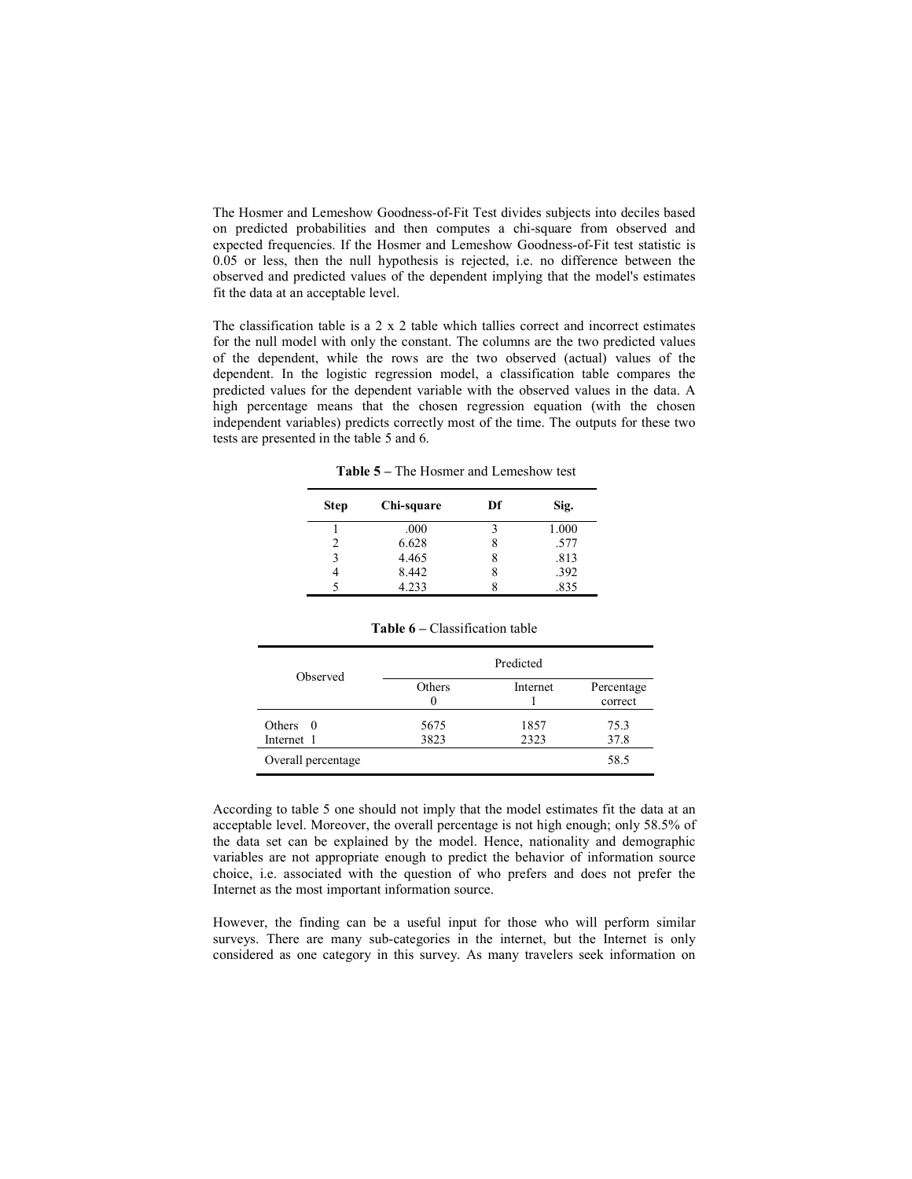The Hosmer and Lemeshow Goodness-of-Fit Test divides subjects into deciles based on predicted probabilities and then computes a chi-square from observed and expected frequencies. If the Hosmer and Lemeshow Goodness-of-Fit test statistic is 0.05 or less, then the null hypothesis is rejected, i.e. no difference between the observed and predicted values of the dependent implying that the model's estimates fit the data at an acceptable level.

The classification table is a 2 x 2 table which tallies correct and incorrect estimates for the null model with only the constant. The columns are the two predicted values of the dependent, while the rows are the two observed (actual) values of the dependent. In the logistic regression model, a classification table compares the predicted values for the dependent variable with the observed values in the data. A high percentage means that the chosen regression equation (with the chosen independent variables) predicts correctly most of the time. The outputs for these two tests are presented in the table 5 and 6.

**Table 5 –** The Hosmer and Lemeshow test

| Step | Chi-square | Df | Sig. |
|---|---|---|---|
| 1 | .000 | 3 | 1.000 |
| 2 | 6.628 | 8 | .577 |
| 3 | 4.465 | 8 | .813 |
| 4 | 8.442 | 8 | .392 |
| 5 | 4.233 | 8 | .835 |

**Table 6 –** Classification table

| Observed | Predicted | | |
|---|---|---|---|
| | Others 0 | Internet 1 | Percentage correct |
| Others 0 | 5675 | 1857 | 75.3 |
| Internet 1 | 3823 | 2323 | 37.8 |
| Overall percentage | | | 58.5 |

According to table 5 one should not imply that the model estimates fit the data at an acceptable level. Moreover, the overall percentage is not high enough; only 58.5% of the data set can be explained by the model. Hence, nationality and demographic variables are not appropriate enough to predict the behavior of information source choice, i.e. associated with the question of who prefers and does not prefer the Internet as the most important information source.

However, the finding can be a useful input for those who will perform similar surveys. There are many sub-categories in the internet, but the Internet is only considered as one category in this survey. As many travelers seek information on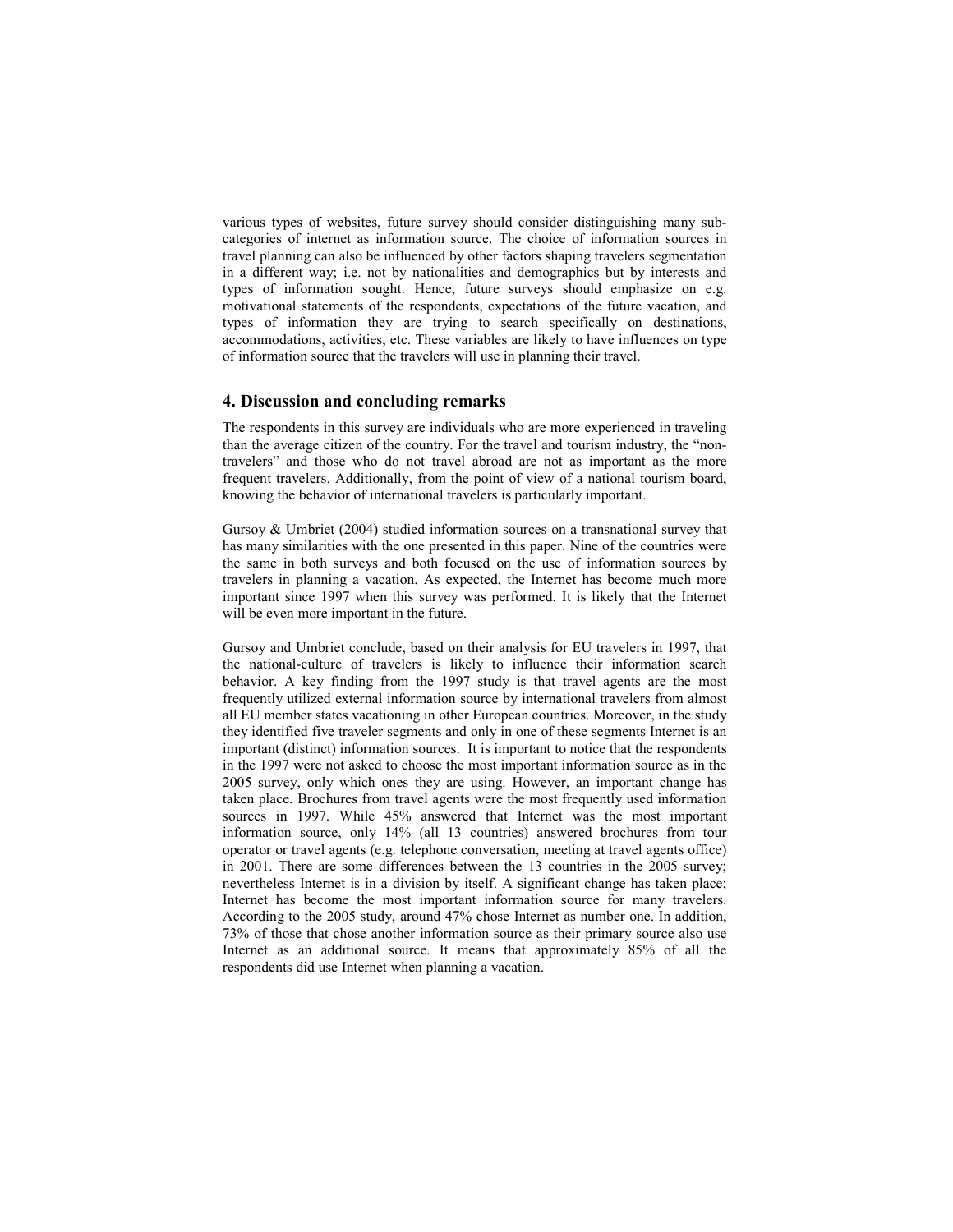various types of websites, future survey should consider distinguishing many sub-categories of internet as information source. The choice of information sources in travel planning can also be influenced by other factors shaping travelers segmentation in a different way; i.e. not by nationalities and demographics but by interests and types of information sought. Hence, future surveys should emphasize on e.g. motivational statements of the respondents, expectations of the future vacation, and types of information they are trying to search specifically on destinations, accommodations, activities, etc. These variables are likely to have influences on type of information source that the travelers will use in planning their travel.

## 4. Discussion and concluding remarks

The respondents in this survey are individuals who are more experienced in traveling than the average citizen of the country. For the travel and tourism industry, the "non-travelers" and those who do not travel abroad are not as important as the more frequent travelers. Additionally, from the point of view of a national tourism board, knowing the behavior of international travelers is particularly important.

Gursoy & Umbriet (2004) studied information sources on a transnational survey that has many similarities with the one presented in this paper. Nine of the countries were the same in both surveys and both focused on the use of information sources by travelers in planning a vacation. As expected, the Internet has become much more important since 1997 when this survey was performed. It is likely that the Internet will be even more important in the future.

Gursoy and Umbriet conclude, based on their analysis for EU travelers in 1997, that the national-culture of travelers is likely to influence their information search behavior. A key finding from the 1997 study is that travel agents are the most frequently utilized external information source by international travelers from almost all EU member states vacationing in other European countries. Moreover, in the study they identified five traveler segments and only in one of these segments Internet is an important (distinct) information sources. It is important to notice that the respondents in the 1997 were not asked to choose the most important information source as in the 2005 survey, only which ones they are using. However, an important change has taken place. Brochures from travel agents were the most frequently used information sources in 1997. While 45% answered that Internet was the most important information source, only 14% (all 13 countries) answered brochures from tour operator or travel agents (e.g. telephone conversation, meeting at travel agents office) in 2001. There are some differences between the 13 countries in the 2005 survey; nevertheless Internet is in a division by itself. A significant change has taken place; Internet has become the most important information source for many travelers. According to the 2005 study, around 47% chose Internet as number one. In addition, 73% of those that chose another information source as their primary source also use Internet as an additional source. It means that approximately 85% of all the respondents did use Internet when planning a vacation.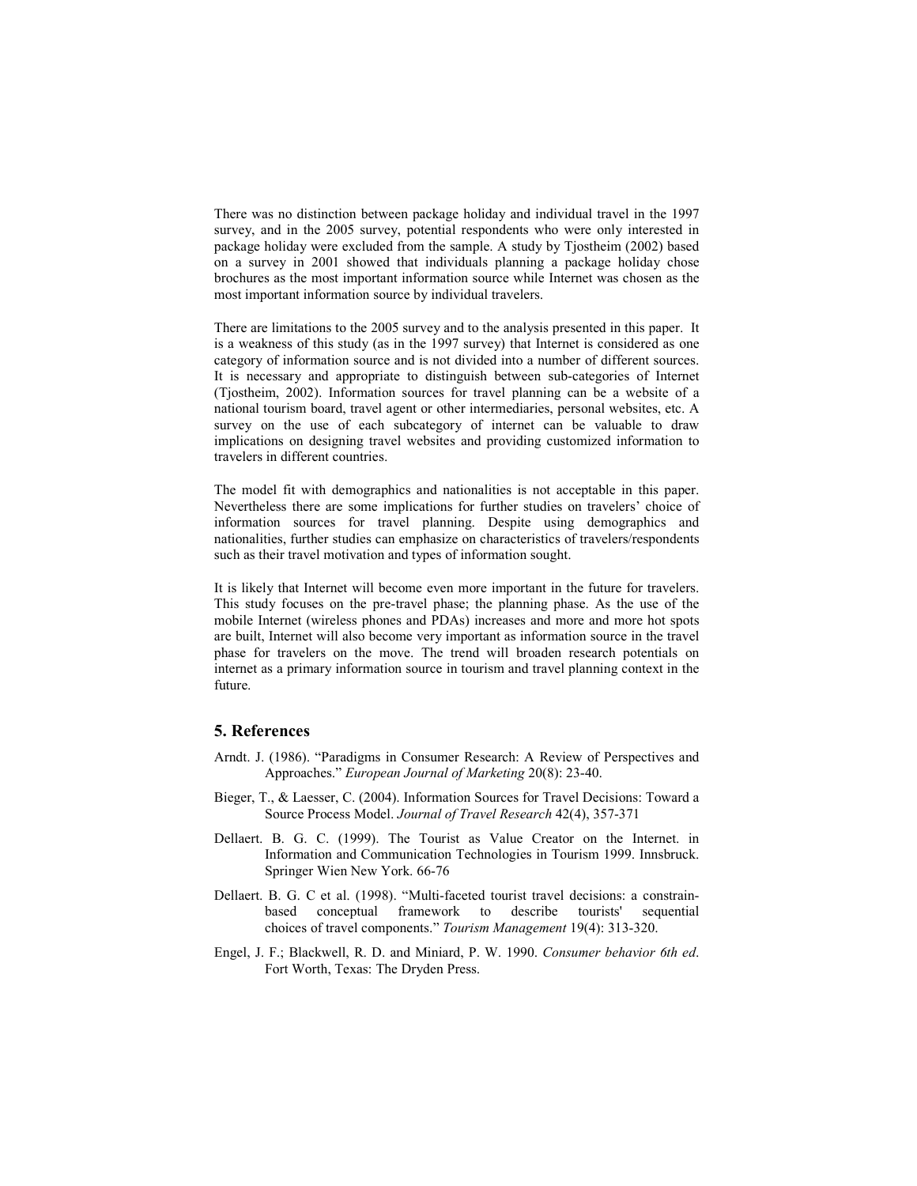There was no distinction between package holiday and individual travel in the 1997 survey, and in the 2005 survey, potential respondents who were only interested in package holiday were excluded from the sample. A study by Tjostheim (2002) based on a survey in 2001 showed that individuals planning a package holiday chose brochures as the most important information source while Internet was chosen as the most important information source by individual travelers.

There are limitations to the 2005 survey and to the analysis presented in this paper. It is a weakness of this study (as in the 1997 survey) that Internet is considered as one category of information source and is not divided into a number of different sources. It is necessary and appropriate to distinguish between sub-categories of Internet (Tjostheim, 2002). Information sources for travel planning can be a website of a national tourism board, travel agent or other intermediaries, personal websites, etc. A survey on the use of each subcategory of internet can be valuable to draw implications on designing travel websites and providing customized information to travelers in different countries.

The model fit with demographics and nationalities is not acceptable in this paper. Nevertheless there are some implications for further studies on travelers' choice of information sources for travel planning. Despite using demographics and nationalities, further studies can emphasize on characteristics of travelers/respondents such as their travel motivation and types of information sought.

It is likely that Internet will become even more important in the future for travelers. This study focuses on the pre-travel phase; the planning phase. As the use of the mobile Internet (wireless phones and PDAs) increases and more and more hot spots are built, Internet will also become very important as information source in the travel phase for travelers on the move. The trend will broaden research potentials on internet as a primary information source in tourism and travel planning context in the future.

## 5. References

Arndt. J. (1986). "Paradigms in Consumer Research: A Review of Perspectives and Approaches." *European Journal of Marketing* 20(8): 23-40.

Bieger, T., & Laesser, C. (2004). Information Sources for Travel Decisions: Toward a Source Process Model. *Journal of Travel Research* 42(4), 357-371

Dellaert. B. G. C. (1999). The Tourist as Value Creator on the Internet. in Information and Communication Technologies in Tourism 1999. Innsbruck. Springer Wien New York. 66-76

Dellaert. B. G. C et al. (1998). "Multi-faceted tourist travel decisions: a constrain-based conceptual framework to describe tourists' sequential choices of travel components." *Tourism Management* 19(4): 313-320.

Engel, J. F.; Blackwell, R. D. and Miniard, P. W. 1990. *Consumer behavior 6th ed*. Fort Worth, Texas: The Dryden Press.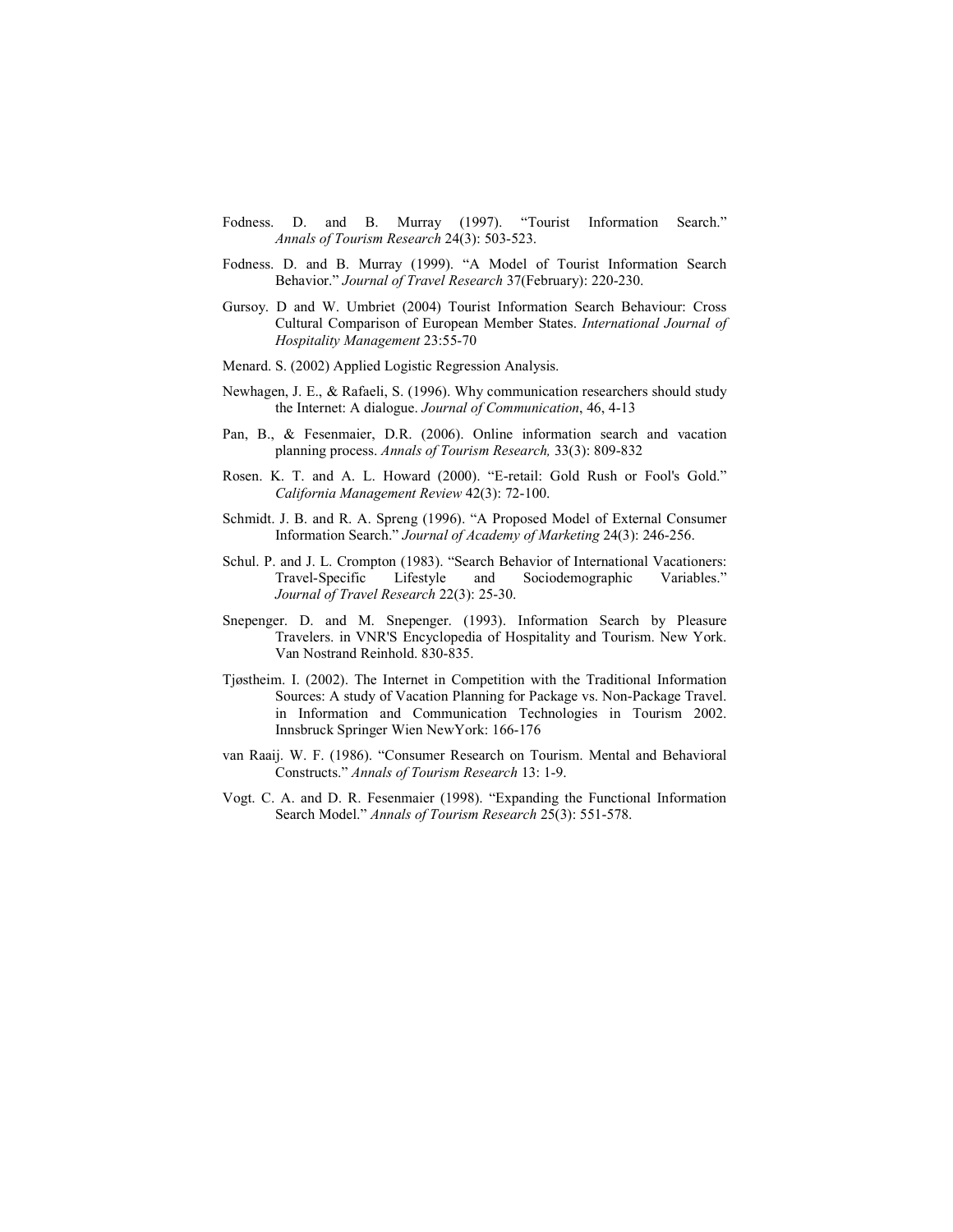Fodness. D. and B. Murray (1997). "Tourist Information Search." *Annals of Tourism Research* 24(3): 503-523.

Fodness. D. and B. Murray (1999). "A Model of Tourist Information Search Behavior." *Journal of Travel Research* 37(February): 220-230.

Gursoy. D and W. Umbriet (2004) Tourist Information Search Behaviour: Cross Cultural Comparison of European Member States. *International Journal of Hospitality Management* 23:55-70

Menard. S. (2002) Applied Logistic Regression Analysis.

Newhagen, J. E., & Rafaeli, S. (1996). Why communication researchers should study the Internet: A dialogue. *Journal of Communication*, 46, 4-13

Pan, B., & Fesenmaier, D.R. (2006). Online information search and vacation planning process. *Annals of Tourism Research,* 33(3): 809-832

Rosen. K. T. and A. L. Howard (2000). "E-retail: Gold Rush or Fool's Gold." *California Management Review* 42(3): 72-100.

Schmidt. J. B. and R. A. Spreng (1996). "A Proposed Model of External Consumer Information Search." *Journal of Academy of Marketing* 24(3): 246-256.

Schul. P. and J. L. Crompton (1983). "Search Behavior of International Vacationers: Travel-Specific Lifestyle and Sociodemographic Variables." *Journal of Travel Research* 22(3): 25-30.

Snepenger. D. and M. Snepenger. (1993). Information Search by Pleasure Travelers. in VNR'S Encyclopedia of Hospitality and Tourism. New York. Van Nostrand Reinhold. 830-835.

Tjøstheim. I. (2002). The Internet in Competition with the Traditional Information Sources: A study of Vacation Planning for Package vs. Non-Package Travel. in Information and Communication Technologies in Tourism 2002. Innsbruck Springer Wien NewYork: 166-176

van Raaij. W. F. (1986). "Consumer Research on Tourism. Mental and Behavioral Constructs." *Annals of Tourism Research* 13: 1-9.

Vogt. C. A. and D. R. Fesenmaier (1998). "Expanding the Functional Information Search Model." *Annals of Tourism Research* 25(3): 551-578.